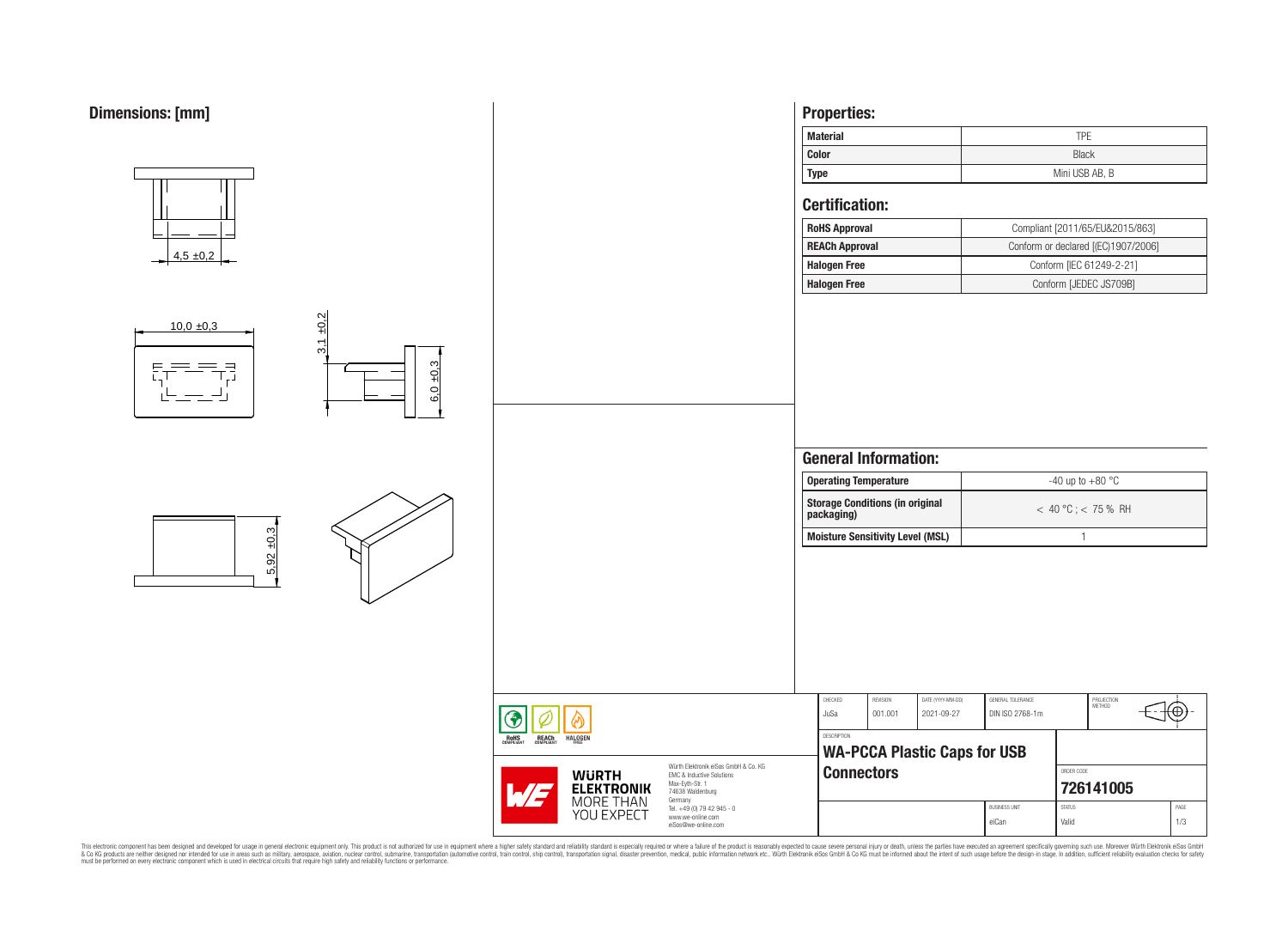## Dimensions: [mm]

4,5 ±0,2

10,0 ±0,3

3,1 ±0,2

6,0 ±0,3

5,92 ±0,3

## Properties:

| Material | TPE |
|---|---|
| Color | Black |
| Type | Mini USB AB, B |

## Certification:

| RoHS Approval | Compliant [2011/65/EU&2015/863] |
|---|---|
| REACh Approval | Conform or declared [(EC)1907/2006] |
| Halogen Free | Conform [IEC 61249-2-21] |
| Halogen Free | Conform [JEDEC JS709B] |

## General Information:

| Operating Temperature | -40 up to +80 °C |
|---|---|
| Storage Conditions (in original packaging) | < 40 °C ; < 75 % RH |
| Moisture Sensitivity Level (MSL) | 1 |

| CHECKED | REVISION | DATE (YYYY-MM-DD) | GENERAL TOLERANCE | PROJECTION METHOD |
|---|---|---|---|---|
| JuSa | 001.001 | 2021-09-27 | DIN ISO 2768-1m | |

DESCRIPTION

**WA-PCCA Plastic Caps for USB Connectors**

ORDER CODE: **726141005**

BUSINESS UNIT: eiCan | STATUS: Valid | PAGE: 1/3

RoHS COMPLIANT | REACh COMPLIANT | HALOGEN FREE

WÜRTH ELEKTRONIK MORE THAN YOU EXPECT

Würth Elektronik eiSos GmbH & Co. KG
EMC & Inductive Solutions
Max-Eyth-Str. 1
74638 Waldenburg
Germany
Tel. +49 (0) 79 42 945 - 0
www.we-online.com
eiSos@we-online.com

This electronic component has been designed and developed for usage in general electronic equipment only. This product is not authorized for use in equipment where a higher safety standard and reliability standard is especially required or where a failure of the product is reasonably expected to cause severe personal injury or death, unless the parties have executed an agreement specifically governing such use. Moreover Würth Elektronik eiSos GmbH & Co KG products are neither designed nor intended for use in areas such as military, aerospace, aviation, nuclear control, submarine, transportation (automotive control, train control, ship control), transportation signal, disaster prevention, medical, public information network etc.. Würth Elektronik eiSos GmbH & Co KG must be informed about the intent of such usage before the design-in stage. In addition, sufficient reliability evaluation checks for safety must be performed on every electronic component which is used in electrical circuits that require high safety and reliability functions or performance.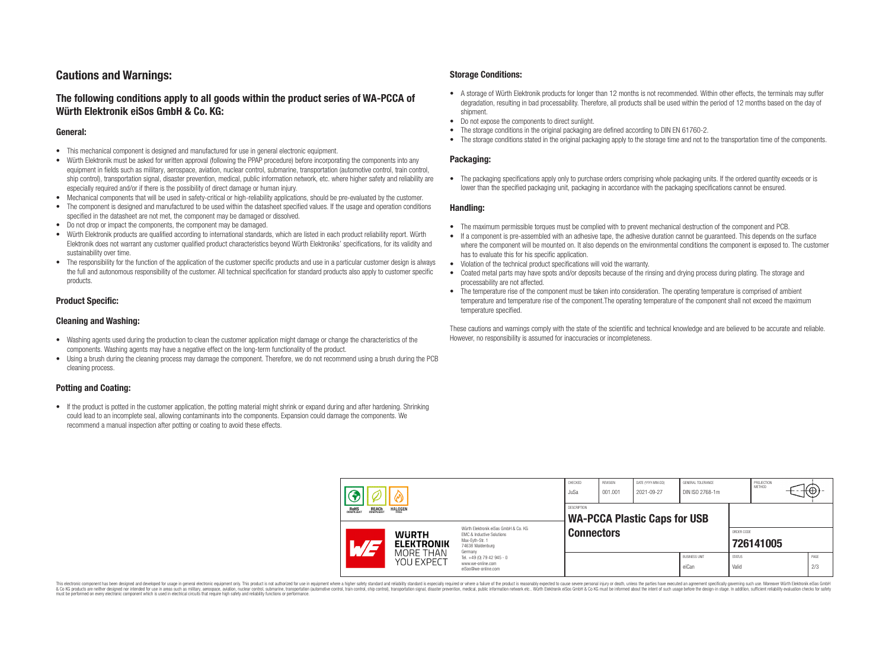# Cautions and Warnings:

## The following conditions apply to all goods within the product series of WA-PCCA of Würth Elektronik eiSos GmbH & Co. KG:

### General:

- This mechanical component is designed and manufactured for use in general electronic equipment.
- Würth Elektronik must be asked for written approval (following the PPAP procedure) before incorporating the components into any equipment in fields such as military, aerospace, aviation, nuclear control, submarine, transportation (automotive control, train control, ship control), transportation signal, disaster prevention, medical, public information network, etc. where higher safety and reliability are especially required and/or if there is the possibility of direct damage or human injury.
- Mechanical components that will be used in safety-critical or high-reliability applications, should be pre-evaluated by the customer.
- The component is designed and manufactured to be used within the datasheet specified values. If the usage and operation conditions specified in the datasheet are not met, the component may be damaged or dissolved.
- Do not drop or impact the components, the component may be damaged.
- Würth Elektronik products are qualified according to international standards, which are listed in each product reliability report. Würth Elektronik does not warrant any customer qualified product characteristics beyond Würth Elektroniks' specifications, for its validity and sustainability over time.
- The responsibility for the function of the application of the customer specific products and use in a particular customer design is always the full and autonomous responsibility of the customer. All technical specification for standard products also apply to customer specific products.

### Product Specific:

### Cleaning and Washing:

- Washing agents used during the production to clean the customer application might damage or change the characteristics of the components. Washing agents may have a negative effect on the long-term functionality of the product.
- Using a brush during the cleaning process may damage the component. Therefore, we do not recommend using a brush during the PCB cleaning process.

### Potting and Coating:

- If the product is potted in the customer application, the potting material might shrink or expand during and after hardening. Shrinking could lead to an incomplete seal, allowing contaminants into the components. Expansion could damage the components. We recommend a manual inspection after potting or coating to avoid these effects.

### Storage Conditions:

- A storage of Würth Elektronik products for longer than 12 months is not recommended. Within other effects, the terminals may suffer degradation, resulting in bad processability. Therefore, all products shall be used within the period of 12 months based on the day of shipment.
- Do not expose the components to direct sunlight.
- The storage conditions in the original packaging are defined according to DIN EN 61760-2.
- The storage conditions stated in the original packaging apply to the storage time and not to the transportation time of the components.

### Packaging:

- The packaging specifications apply only to purchase orders comprising whole packaging units. If the ordered quantity exceeds or is lower than the specified packaging unit, packaging in accordance with the packaging specifications cannot be ensured.

### Handling:

- The maximum permissible torques must be complied with to prevent mechanical destruction of the component and PCB.
- If a component is pre-assembled with an adhesive tape, the adhesive duration cannot be guaranteed. This depends on the surface where the component will be mounted on. It also depends on the environmental conditions the component is exposed to. The customer has to evaluate this for his specific application.
- Violation of the technical product specifications will void the warranty.
- Coated metal parts may have spots and/or deposits because of the rinsing and drying process during plating. The storage and processability are not affected.
- The temperature rise of the component must be taken into consideration. The operating temperature is comprised of ambient temperature and temperature rise of the component.The operating temperature of the component shall not exceed the maximum temperature specified.

These cautions and warnings comply with the state of the scientific and technical knowledge and are believed to be accurate and reliable. However, no responsibility is assumed for inaccuracies or incompleteness.

| CHECKED | REVISION | DATE (YYYY-MM-DD) | GENERAL TOLERANCE | PROJECTION METHOD |
|---|---|---|---|---|
| JuSa | 001.001 | 2021-09-27 | DIN ISO 2768-1m | |

| DESCRIPTION | ORDER CODE |
|---|---|
| WA-PCCA Plastic Caps for USB Connectors | 726141005 |

| BUSINESS UNIT | STATUS | PAGE |
|---|---|---|
| eiCan | Valid | 2/3 |

Würth Elektronik eiSos GmbH & Co. KG
EMC & Inductive Solutions
Max-Eyth-Str. 1
74638 Waldenburg
Germany
Tel. +49 (0) 79 42 945 - 0
www.we-online.com
eiSos@we-online.com

This electronic component has been designed and developed for usage in general electronic equipment only. This product is not authorized for use in equipment where a higher safety standard and reliability standard is especially required or where a failure of the product is reasonably expected to cause severe personal injury or death, unless the parties have executed an agreement specifically governing such use. Moreover Würth Elektronik eiSos GmbH & Co KG products are neither designed nor intended for use in areas such as military, aerospace, aviation, nuclear control, submarine, transportation (automotive control, train control, ship control), transportation signal, disaster prevention, medical, public information network etc.. Würth Elektronik eiSos GmbH & Co KG must be informed about the intent of such usage before the design-in stage. In addition, sufficient reliability evaluation checks for safety must be performed on every electronic component which is used in electrical circuits that require high safety and reliability functions or performance.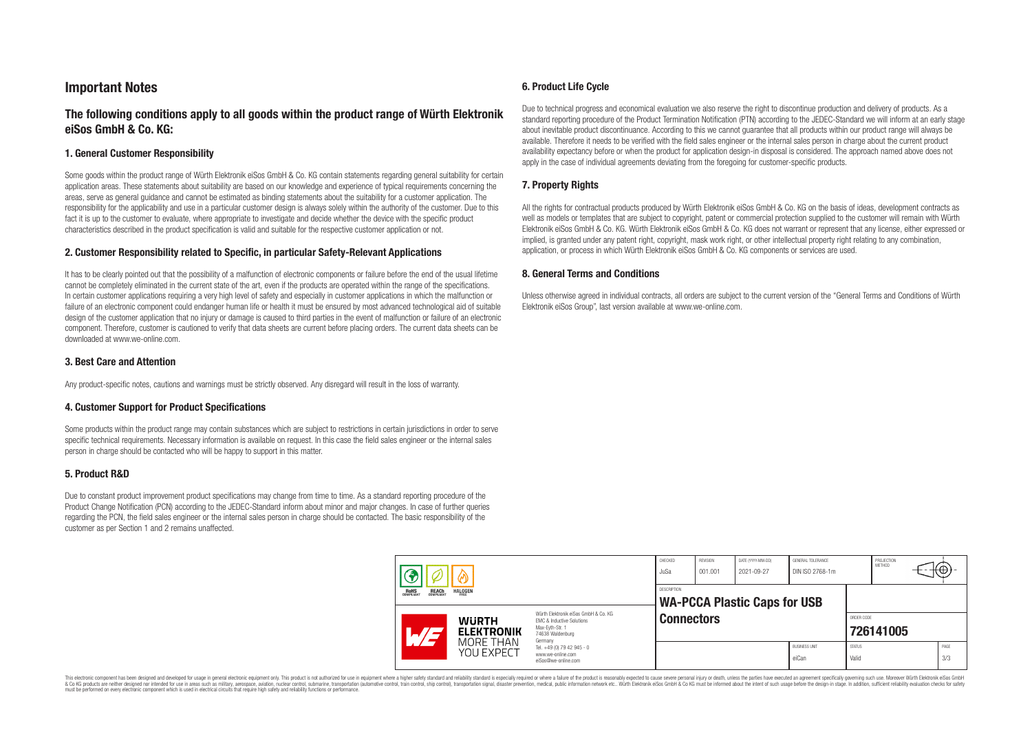# Important Notes

## The following conditions apply to all goods within the product range of Würth Elektronik eiSos GmbH & Co. KG:

### 1. General Customer Responsibility

Some goods within the product range of Würth Elektronik eiSos GmbH & Co. KG contain statements regarding general suitability for certain application areas. These statements about suitability are based on our knowledge and experience of typical requirements concerning the areas, serve as general guidance and cannot be estimated as binding statements about the suitability for a customer application. The responsibility for the applicability and use in a particular customer design is always solely within the authority of the customer. Due to this fact it is up to the customer to evaluate, where appropriate to investigate and decide whether the device with the specific product characteristics described in the product specification is valid and suitable for the respective customer application or not.

### 2. Customer Responsibility related to Specific, in particular Safety-Relevant Applications

It has to be clearly pointed out that the possibility of a malfunction of electronic components or failure before the end of the usual lifetime cannot be completely eliminated in the current state of the art, even if the products are operated within the range of the specifications. In certain customer applications requiring a very high level of safety and especially in customer applications in which the malfunction or failure of an electronic component could endanger human life or health it must be ensured by most advanced technological aid of suitable design of the customer application that no injury or damage is caused to third parties in the event of malfunction or failure of an electronic component. Therefore, customer is cautioned to verify that data sheets are current before placing orders. The current data sheets can be downloaded at www.we-online.com.

### 3. Best Care and Attention

Any product-specific notes, cautions and warnings must be strictly observed. Any disregard will result in the loss of warranty.

### 4. Customer Support for Product Specifications

Some products within the product range may contain substances which are subject to restrictions in certain jurisdictions in order to serve specific technical requirements. Necessary information is available on request. In this case the field sales engineer or the internal sales person in charge should be contacted who will be happy to support in this matter.

### 5. Product R&D

Due to constant product improvement product specifications may change from time to time. As a standard reporting procedure of the Product Change Notification (PCN) according to the JEDEC-Standard inform about minor and major changes. In case of further queries regarding the PCN, the field sales engineer or the internal sales person in charge should be contacted. The basic responsibility of the customer as per Section 1 and 2 remains unaffected.

### 6. Product Life Cycle

Due to technical progress and economical evaluation we also reserve the right to discontinue production and delivery of products. As a standard reporting procedure of the Product Termination Notification (PTN) according to the JEDEC-Standard we will inform at an early stage about inevitable product discontinuance. According to this we cannot guarantee that all products within our product range will always be available. Therefore it needs to be verified with the field sales engineer or the internal sales person in charge about the current product availability expectancy before or when the product for application design-in disposal is considered. The approach named above does not apply in the case of individual agreements deviating from the foregoing for customer-specific products.

### 7. Property Rights

All the rights for contractual products produced by Würth Elektronik eiSos GmbH & Co. KG on the basis of ideas, development contracts as well as models or templates that are subject to copyright, patent or commercial protection supplied to the customer will remain with Würth Elektronik eiSos GmbH & Co. KG. Würth Elektronik eiSos GmbH & Co. KG does not warrant or represent that any license, either expressed or implied, is granted under any patent right, copyright, mask work right, or other intellectual property right relating to any combination, application, or process in which Würth Elektronik eiSos GmbH & Co. KG components or services are used.

### 8. General Terms and Conditions

Unless otherwise agreed in individual contracts, all orders are subject to the current version of the "General Terms and Conditions of Würth Elektronik eiSos Group", last version available at www.we-online.com.

| CHECKED | REVISION | DATE (YYYY-MM-DD) | GENERAL TOLERANCE | PROJECTION METHOD |
| --- | --- | --- | --- | --- |
| JuSa | 001.001 | 2021-09-27 | DIN ISO 2768-1m | |

DESCRIPTION: **WA-PCCA Plastic Caps for USB Connectors**

ORDER CODE: **726141005**

| BUSINESS UNIT | STATUS | PAGE |
| --- | --- | --- |
| eiCan | Valid | 3/3 |

Würth Elektronik eiSos GmbH & Co. KG
EMC & Inductive Solutions
Max-Eyth-Str. 1
74638 Waldenburg
Germany
Tel. +49 (0) 79 42 945 - 0
www.we-online.com
eiSos@we-online.com

This electronic component has been designed and developed for usage in general electronic equipment only. This product is not authorized for use in equipment where a higher safety standard and reliability standard is especially required or where a failure of the product is reasonably expected to cause severe personal injury or death, unless the parties have executed an agreement specifically governing such use. Moreover Würth Elektronik eiSos GmbH & Co KG products are neither designed nor intended for use in areas such as military, aerospace, aviation, nuclear control, submarine, transportation (automotive control, train control, ship control), transportation signal, disaster prevention, medical, public information network etc.. Würth Elektronik eiSos GmbH & Co KG must be informed about the intent of such usage before the design-in stage. In addition, sufficient reliability evaluation checks for safety must be performed on every electronic component which is used in electrical circuits that require high safety and reliability functions or performance.